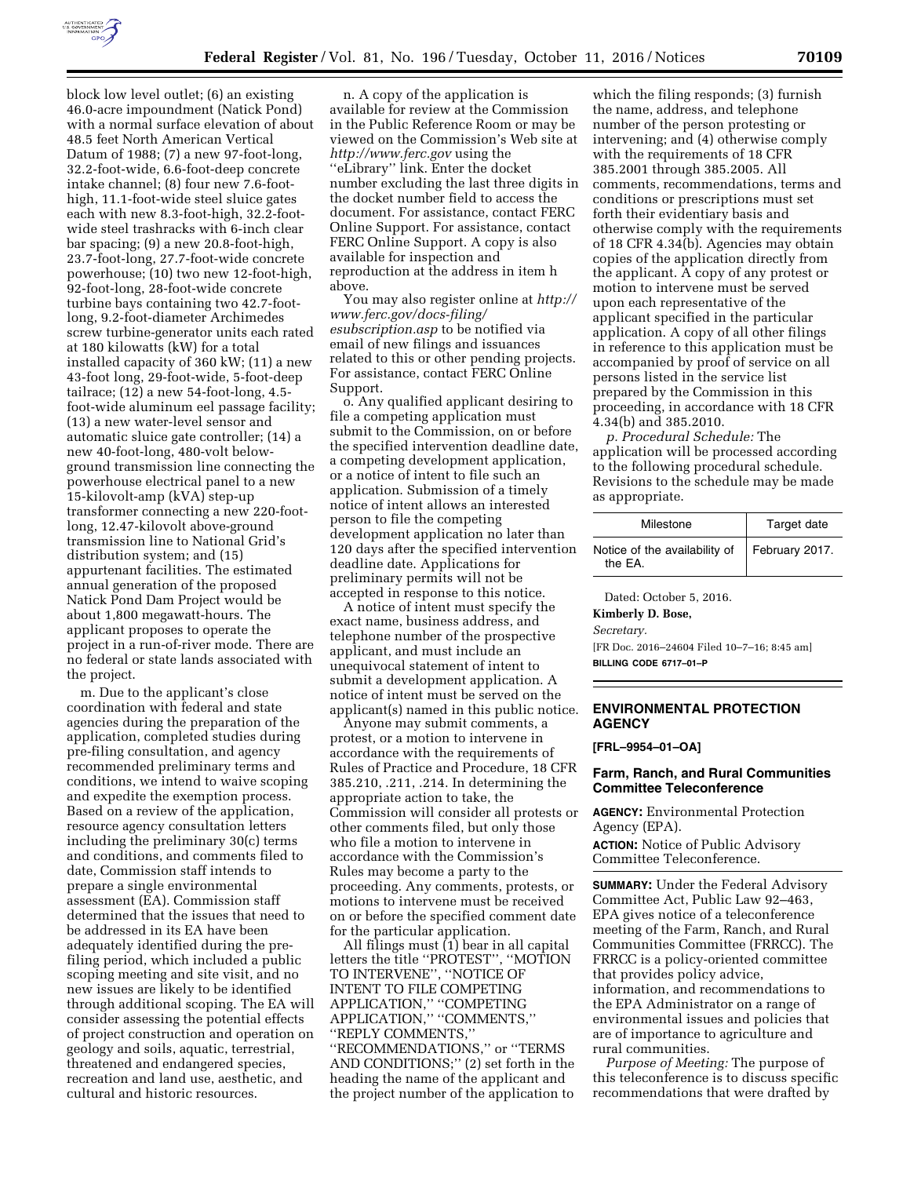block low level outlet; (6) an existing 46.0-acre impoundment (Natick Pond) with a normal surface elevation of about 48.5 feet North American Vertical Datum of 1988; (7) a new 97-foot-long, 32.2-foot-wide, 6.6-foot-deep concrete intake channel; (8) four new 7.6-foot-high, 11.1-foot-wide steel sluice gates each with new 8.3-foot-high, 32.2-foot-wide steel trashracks with 6-inch clear bar spacing; (9) a new 20.8-foot-high, 23.7-foot-long, 27.7-foot-wide concrete powerhouse; (10) two new 12-foot-high, 92-foot-long, 28-foot-wide concrete turbine bays containing two 42.7-foot-long, 9.2-foot-diameter Archimedes screw turbine-generator units each rated at 180 kilowatts (kW) for a total installed capacity of 360 kW; (11) a new 43-foot long, 29-foot-wide, 5-foot-deep tailrace; (12) a new 54-foot-long, 4.5-foot-wide aluminum eel passage facility; (13) a new water-level sensor and automatic sluice gate controller; (14) a new 40-foot-long, 480-volt below-ground transmission line connecting the powerhouse electrical panel to a new 15-kilovolt-amp (kVA) step-up transformer connecting a new 220-foot-long, 12.47-kilovolt above-ground transmission line to National Grid's distribution system; and (15) appurtenant facilities. The estimated annual generation of the proposed Natick Pond Dam Project would be about 1,800 megawatt-hours. The applicant proposes to operate the project in a run-of-river mode. There are no federal or state lands associated with the project.

m. Due to the applicant's close coordination with federal and state agencies during the preparation of the application, completed studies during pre-filing consultation, and agency recommended preliminary terms and conditions, we intend to waive scoping and expedite the exemption process. Based on a review of the application, resource agency consultation letters including the preliminary 30(c) terms and conditions, and comments filed to date, Commission staff intends to prepare a single environmental assessment (EA). Commission staff determined that the issues that need to be addressed in its EA have been adequately identified during the pre-filing period, which included a public scoping meeting and site visit, and no new issues are likely to be identified through additional scoping. The EA will consider assessing the potential effects of project construction and operation on geology and soils, aquatic, terrestrial, threatened and endangered species, recreation and land use, aesthetic, and cultural and historic resources.

n. A copy of the application is available for review at the Commission in the Public Reference Room or may be viewed on the Commission's Web site at *http://www.ferc.gov* using the "eLibrary" link. Enter the docket number excluding the last three digits in the docket number field to access the document. For assistance, contact FERC Online Support. For assistance, contact FERC Online Support. A copy is also available for inspection and reproduction at the address in item h above.

You may also register online at *http://www.ferc.gov/docs-filing/esubscription.asp* to be notified via email of new filings and issuances related to this or other pending projects. For assistance, contact FERC Online Support.

o. Any qualified applicant desiring to file a competing application must submit to the Commission, on or before the specified intervention deadline date, a competing development application, or a notice of intent to file such an application. Submission of a timely notice of intent allows an interested person to file the competing development application no later than 120 days after the specified intervention deadline date. Applications for preliminary permits will not be accepted in response to this notice.

A notice of intent must specify the exact name, business address, and telephone number of the prospective applicant, and must include an unequivocal statement of intent to submit a development application. A notice of intent must be served on the applicant(s) named in this public notice.

Anyone may submit comments, a protest, or a motion to intervene in accordance with the requirements of Rules of Practice and Procedure, 18 CFR 385.210, .211, .214. In determining the appropriate action to take, the Commission will consider all protests or other comments filed, but only those who file a motion to intervene in accordance with the Commission's Rules may become a party to the proceeding. Any comments, protests, or motions to intervene must be received on or before the specified comment date for the particular application.

All filings must (1) bear in all capital letters the title "PROTEST", "MOTION TO INTERVENE", "NOTICE OF INTENT TO FILE COMPETING APPLICATION," "COMPETING APPLICATION," "COMMENTS," "REPLY COMMENTS," "RECOMMENDATIONS," or "TERMS AND CONDITIONS;" (2) set forth in the heading the name of the applicant and the project number of the application to which the filing responds; (3) furnish the name, address, and telephone number of the person protesting or intervening; and (4) otherwise comply with the requirements of 18 CFR 385.2001 through 385.2005. All comments, recommendations, terms and conditions or prescriptions must set forth their evidentiary basis and otherwise comply with the requirements of 18 CFR 4.34(b). Agencies may obtain copies of the application directly from the applicant. A copy of any protest or motion to intervene must be served upon each representative of the applicant specified in the particular application. A copy of all other filings in reference to this application must be accompanied by proof of service on all persons listed in the service list prepared by the Commission in this proceeding, in accordance with 18 CFR 4.34(b) and 385.2010.

*p. Procedural Schedule:* The application will be processed according to the following procedural schedule. Revisions to the schedule may be made as appropriate.

| Milestone | Target date |
|---|---|
| Notice of the availability of the EA. | February 2017. |

Dated: October 5, 2016.

**Kimberly D. Bose,**

*Secretary.*

[FR Doc. 2016–24604 Filed 10–7–16; 8:45 am]

**BILLING CODE 6717–01–P**

## ENVIRONMENTAL PROTECTION AGENCY

**[FRL–9954–01–OA]**

### Farm, Ranch, and Rural Communities Committee Teleconference

**AGENCY:** Environmental Protection Agency (EPA).

**ACTION:** Notice of Public Advisory Committee Teleconference.

**SUMMARY:** Under the Federal Advisory Committee Act, Public Law 92–463, EPA gives notice of a teleconference meeting of the Farm, Ranch, and Rural Communities Committee (FRRCC). The FRRCC is a policy-oriented committee that provides policy advice, information, and recommendations to the EPA Administrator on a range of environmental issues and policies that are of importance to agriculture and rural communities.

*Purpose of Meeting:* The purpose of this teleconference is to discuss specific recommendations that were drafted by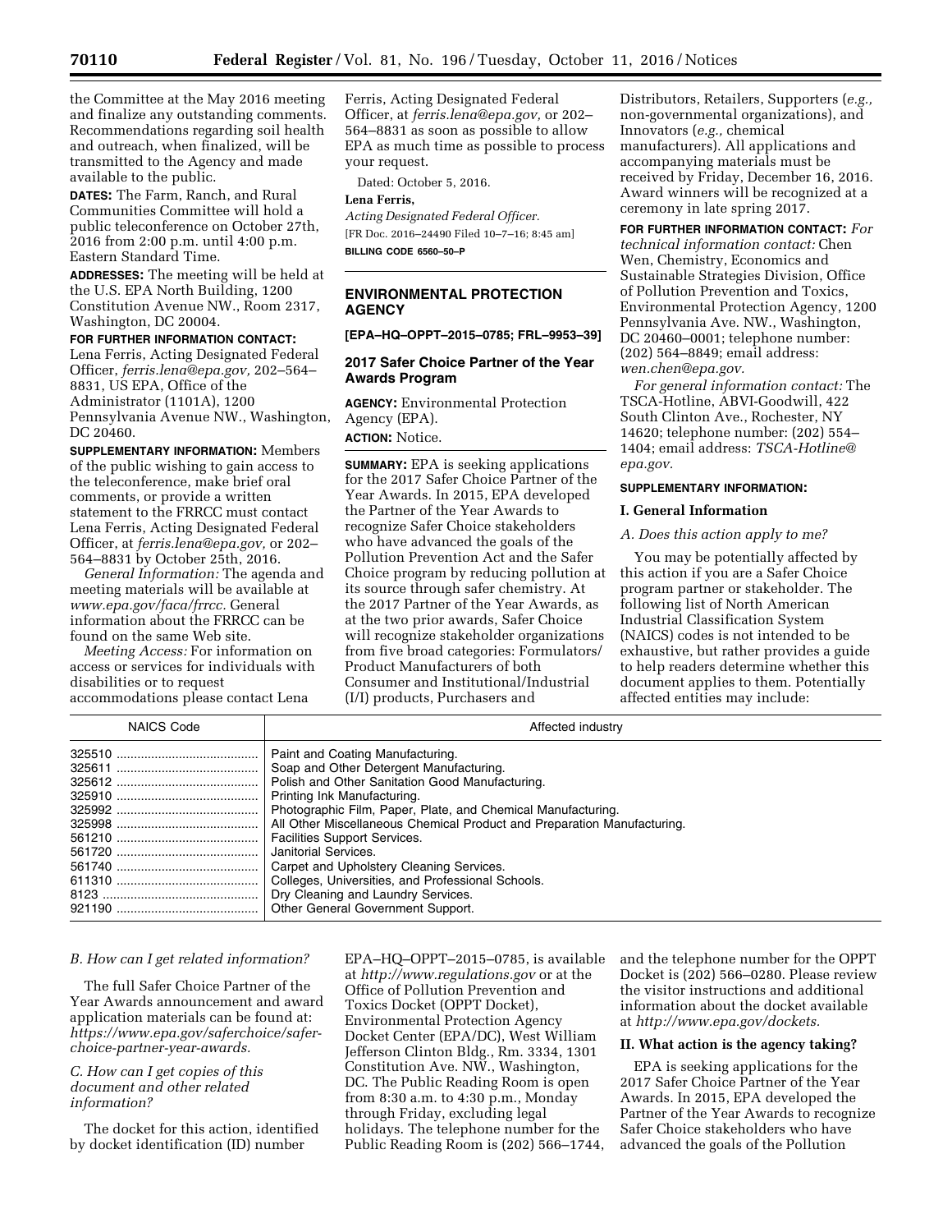the Committee at the May 2016 meeting and finalize any outstanding comments. Recommendations regarding soil health and outreach, when finalized, will be transmitted to the Agency and made available to the public.

**DATES:** The Farm, Ranch, and Rural Communities Committee will hold a public teleconference on October 27th, 2016 from 2:00 p.m. until 4:00 p.m. Eastern Standard Time.

**ADDRESSES:** The meeting will be held at the U.S. EPA North Building, 1200 Constitution Avenue NW., Room 2317, Washington, DC 20004.

**FOR FURTHER INFORMATION CONTACT:** Lena Ferris, Acting Designated Federal Officer, *ferris.lena@epa.gov,* 202–564–8831, US EPA, Office of the Administrator (1101A), 1200 Pennsylvania Avenue NW., Washington, DC 20460.

**SUPPLEMENTARY INFORMATION:** Members of the public wishing to gain access to the teleconference, make brief oral comments, or provide a written statement to the FRRCC must contact Lena Ferris, Acting Designated Federal Officer, at *ferris.lena@epa.gov,* or 202–564–8831 by October 25th, 2016.

*General Information:* The agenda and meeting materials will be available at *www.epa.gov/faca/frrcc.* General information about the FRRCC can be found on the same Web site.

*Meeting Access:* For information on access or services for individuals with disabilities or to request accommodations please contact Lena Ferris, Acting Designated Federal Officer, at *ferris.lena@epa.gov,* or 202–564–8831 as soon as possible to allow EPA as much time as possible to process your request.

Dated: October 5, 2016.

**Lena Ferris,**

*Acting Designated Federal Officer.*

[FR Doc. 2016–24490 Filed 10–7–16; 8:45 am]

**BILLING CODE 6560–50–P**

## ENVIRONMENTAL PROTECTION AGENCY

**[EPA–HQ–OPPT–2015–0785; FRL–9953–39]**

## 2017 Safer Choice Partner of the Year Awards Program

**AGENCY:** Environmental Protection Agency (EPA).

**ACTION:** Notice.

**SUMMARY:** EPA is seeking applications for the 2017 Safer Choice Partner of the Year Awards. In 2015, EPA developed the Partner of the Year Awards to recognize Safer Choice stakeholders who have advanced the goals of the Pollution Prevention Act and the Safer Choice program by reducing pollution at its source through safer chemistry. At the 2017 Partner of the Year Awards, as at the two prior awards, Safer Choice will recognize stakeholder organizations from five broad categories: Formulators/Product Manufacturers of both Consumer and Institutional/Industrial (I/I) products, Purchasers and Distributors, Retailers, Supporters (*e.g.,* non-governmental organizations), and Innovators (*e.g.,* chemical manufacturers). All applications and accompanying materials must be received by Friday, December 16, 2016. Award winners will be recognized at a ceremony in late spring 2017.

**FOR FURTHER INFORMATION CONTACT:** *For technical information contact:* Chen Wen, Chemistry, Economics and Sustainable Strategies Division, Office of Pollution Prevention and Toxics, Environmental Protection Agency, 1200 Pennsylvania Ave. NW., Washington, DC 20460–0001; telephone number: (202) 564–8849; email address: *wen.chen@epa.gov.*

*For general information contact:* The TSCA-Hotline, ABVI-Goodwill, 422 South Clinton Ave., Rochester, NY 14620; telephone number: (202) 554–1404; email address: *TSCA-Hotline@epa.gov.*

**SUPPLEMENTARY INFORMATION:**

### I. General Information

*A. Does this action apply to me?*

You may be potentially affected by this action if you are a Safer Choice program partner or stakeholder. The following list of North American Industrial Classification System (NAICS) codes is not intended to be exhaustive, but rather provides a guide to help readers determine whether this document applies to them. Potentially affected entities may include:

| NAICS Code | Affected industry |
|---|---|
| 325510 | Paint and Coating Manufacturing. |
| 325611 | Soap and Other Detergent Manufacturing. |
| 325612 | Polish and Other Sanitation Good Manufacturing. |
| 325910 | Printing Ink Manufacturing. |
| 325992 | Photographic Film, Paper, Plate, and Chemical Manufacturing. |
| 325998 | All Other Miscellaneous Chemical Product and Preparation Manufacturing. |
| 561210 | Facilities Support Services. |
| 561720 | Janitorial Services. |
| 561740 | Carpet and Upholstery Cleaning Services. |
| 611310 | Colleges, Universities, and Professional Schools. |
| 8123 | Dry Cleaning and Laundry Services. |
| 921190 | Other General Government Support. |

*B. How can I get related information?*

The full Safer Choice Partner of the Year Awards announcement and award application materials can be found at: *https://www.epa.gov/saferchoice/safer-choice-partner-year-awards.*

*C. How can I get copies of this document and other related information?*

The docket for this action, identified by docket identification (ID) number EPA–HQ–OPPT–2015–0785, is available at *http://www.regulations.gov* or at the Office of Pollution Prevention and Toxics Docket (OPPT Docket), Environmental Protection Agency Docket Center (EPA/DC), West William Jefferson Clinton Bldg., Rm. 3334, 1301 Constitution Ave. NW., Washington, DC. The Public Reading Room is open from 8:30 a.m. to 4:30 p.m., Monday through Friday, excluding legal holidays. The telephone number for the Public Reading Room is (202) 566–1744, and the telephone number for the OPPT Docket is (202) 566–0280. Please review the visitor instructions and additional information about the docket available at *http://www.epa.gov/dockets.*

### II. What action is the agency taking?

EPA is seeking applications for the 2017 Safer Choice Partner of the Year Awards. In 2015, EPA developed the Partner of the Year Awards to recognize Safer Choice stakeholders who have advanced the goals of the Pollution